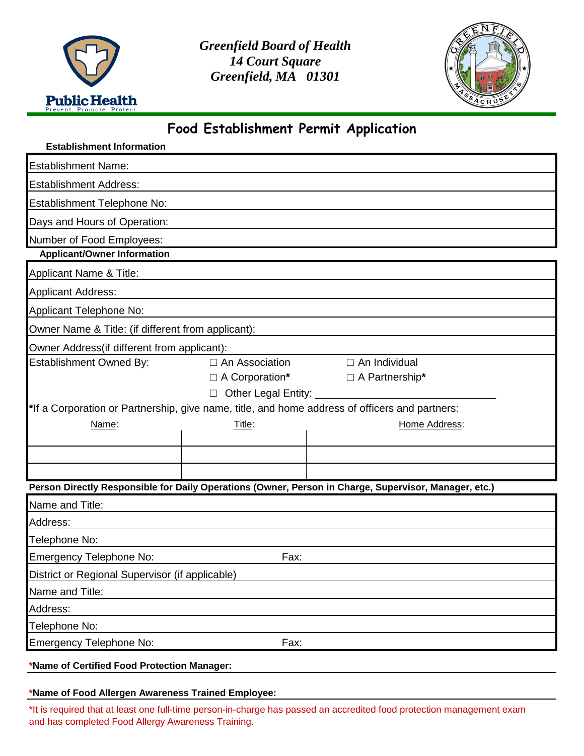*Greenfield Board of Health*
*14 Court Square*
*Greenfield, MA 01301*

# Food Establishment Permit Application

**Establishment Information**

Establishment Name:

Establishment Address:

Establishment Telephone No:

Days and Hours of Operation:

Number of Food Employees:

**Applicant/Owner Information**

Applicant Name & Title:

Applicant Address:

Applicant Telephone No:

Owner Name & Title: (if different from applicant):

Owner Address(if different from applicant):

Establishment Owned By: ☐ An Association ☐ An Individual ☐ A Corporation* ☐ A Partnership* ☐ Other Legal Entity: _______________________________

*If a Corporation or Partnership, give name, title, and home address of officers and partners:

| Name: | Title: | Home Address: |
|---|---|---|
| | | |
| | | |
| | | |

**Person Directly Responsible for Daily Operations (Owner, Person in Charge, Supervisor, Manager, etc.)**

Name and Title:

Address:

Telephone No:

Emergency Telephone No: Fax:

District or Regional Supervisor (if applicable)

Name and Title:

Address:

Telephone No:

Emergency Telephone No: Fax:

***Name of Certified Food Protection Manager:**

***Name of Food Allergen Awareness Trained Employee:**

*It is required that at least one full-time person-in-charge has passed an accredited food protection management exam and has completed Food Allergy Awareness Training.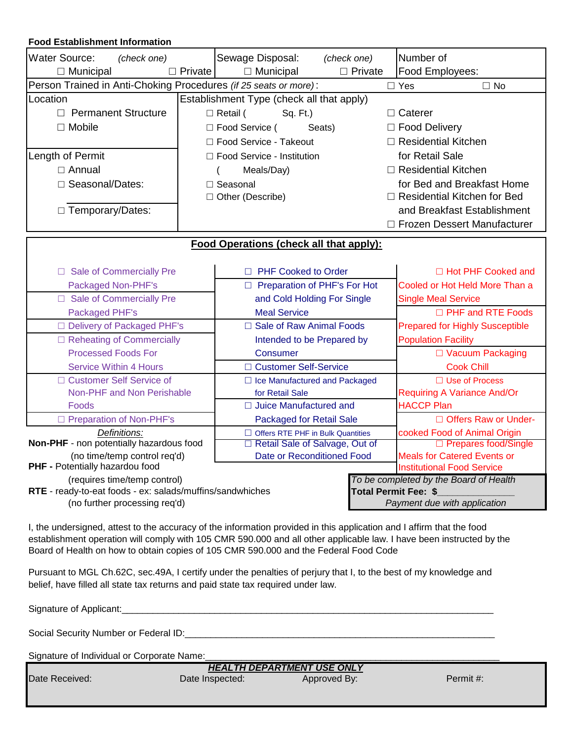**Food Establishment Information**

| | | |
|---|---|---|
| Water Source: *(check one)* ☐ Municipal ☐ Private | Sewage Disposal: *(check one)* ☐ Municipal ☐ Private | Number of Food Employees: |
| Person Trained in Anti-Choking Procedures *(if 25 seats or more)*: | | ☐ Yes ☐ No |
| Location<br>☐ Permanent Structure<br>☐ Mobile | Establishment Type (check all that apply)<br>☐ Retail ( Sq. Ft.)<br>☐ Food Service ( Seats)<br>☐ Food Service - Takeout<br>☐ Food Service - Institution ( Meals/Day)<br>☐ Seasonal<br>☐ Other (Describe) | ☐ Caterer<br>☐ Food Delivery<br>☐ Residential Kitchen for Retail Sale<br>☐ Residential Kitchen for Bed and Breakfast Home<br>☐ Residential Kitchen for Bed and Breakfast Establishment<br>☐ Frozen Dessert Manufacturer |
| Length of Permit<br>☐ Annual<br>☐ Seasonal/Dates:<br>☐ Temporary/Dates: | | |

**Food Operations (check all that apply):**

| | | |
|---|---|---|
| ☐ Sale of Commercially Pre Packaged Non-PHF's | ☐ PHF Cooked to Order | ☐ Hot PHF Cooked and Cooled or Hot Held More Than a Single Meal Service |
| ☐ Sale of Commercially Pre Packaged PHF's | ☐ Preparation of PHF's For Hot and Cold Holding For Single Meal Service | ☐ PHF and RTE Foods Prepared for Highly Susceptible Population Facility |
| ☐ Delivery of Packaged PHF's | ☐ Sale of Raw Animal Foods Intended to be Prepared by Consumer | ☐ Vacuum Packaging Cook Chill |
| ☐ Reheating of Commercially Processed Foods For Service Within 4 Hours | ☐ Customer Self-Service | ☐ Use of Process Requiring A Variance And/Or HACCP Plan |
| ☐ Customer Self Service of Non-PHF and Non Perishable Foods | ☐ Ice Manufactured and Packaged for Retail Sale | ☐ Offers Raw or Under-cooked Food of Animal Origin |
| ☐ Preparation of Non-PHF's | ☐ Juice Manufactured and Packaged for Retail Sale | ☐ Prepares food/Single Meals for Catered Events or Institutional Food Service |
| | ☐ Offers RTE PHF in Bulk Quantities | |
| | ☐ Retail Sale of Salvage, Out of Date or Reconditioned Food | |

*Definitions:*

**Non-PHF** - non potentially hazardous food (no time/temp control req'd)

**PHF** - Potentially hazardou food (requires time/temp control)

**RTE** - ready-to-eat foods - ex: salads/muffins/sandwhiches (no further processing req'd)

*To be completed by the Board of Health*
**Total Permit Fee: $**_______________
*Payment due with application*

I, the undersigned, attest to the accuracy of the information provided in this application and I affirm that the food establishment operation will comply with 105 CMR 590.000 and all other applicable law. I have been instructed by the Board of Health on how to obtain copies of 105 CMR 590.000 and the Federal Food Code

Pursuant to MGL Ch.62C, sec.49A, I certify under the penalties of perjury that I, to the best of my knowledge and belief, have filled all state tax returns and paid state tax required under law.

Signature of Applicant:_______________________________________________________________________

Social Security Number or Federal ID:_________________________________________________________

Signature of Individual or Corporate Name:_____________________________________________________

***HEALTH DEPARTMENT USE ONLY***

| Date Received: | Date Inspected: | Approved By: | Permit #: |
|---|---|---|---|
| | | | |